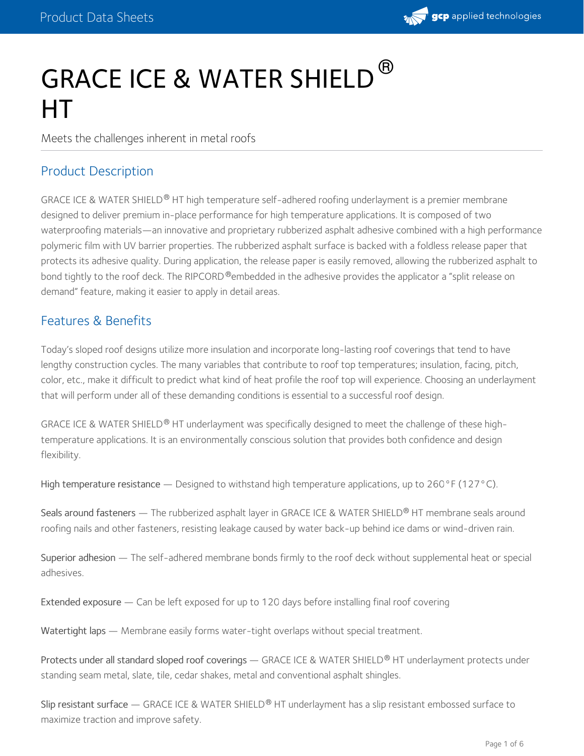# GRACE ICE & WATER SHIELD® HT

Meets the challenges inherent in metal roofs

## Product Description

GRACE ICE & WATER SHIELD® HT high temperature self-adhered roofing underlayment is a premier membrane designed to deliver premium in-place performance for high temperature applications. It is composed of two waterproofing materials—an innovative and proprietary rubberized asphalt adhesive combined with a high performance polymeric film with UV barrier properties. The rubberized asphalt surface is backed with a foldless release paper that protects its adhesive quality. During application, the release paper is easily removed, allowing the rubberized asphalt to bond tightly to the roof deck. The RIPCORD® embedded in the adhesive provides the applicator a "split release on demand" feature, making it easier to apply in detail areas.

## Features & Benefits

Today's sloped roof designs utilize more insulation and incorporate long-lasting roof coverings that tend to have lengthy construction cycles. The many variables that contribute to roof top temperatures; insulation, facing, pitch, color, etc., make it difficult to predict what kind of heat profile the roof top will experience. Choosing an underlayment that will perform under all of these demanding conditions is essential to a successful roof design.

GRACE ICE & WATER SHIELD® HT underlayment was specifically designed to meet the challenge of these high-temperature applications. It is an environmentally conscious solution that provides both confidence and design flexibility.

High temperature resistance — Designed to withstand high temperature applications, up to 260°F (127°C).

Seals around fasteners — The rubberized asphalt layer in GRACE ICE & WATER SHIELD® HT membrane seals around roofing nails and other fasteners, resisting leakage caused by water back-up behind ice dams or wind-driven rain.

Superior adhesion — The self-adhered membrane bonds firmly to the roof deck without supplemental heat or special adhesives.

Extended exposure — Can be left exposed for up to 120 days before installing final roof covering

Watertight laps — Membrane easily forms water-tight overlaps without special treatment.

Protects under all standard sloped roof coverings — GRACE ICE & WATER SHIELD® HT underlayment protects under standing seam metal, slate, tile, cedar shakes, metal and conventional asphalt shingles.

Slip resistant surface — GRACE ICE & WATER SHIELD® HT underlayment has a slip resistant embossed surface to maximize traction and improve safety.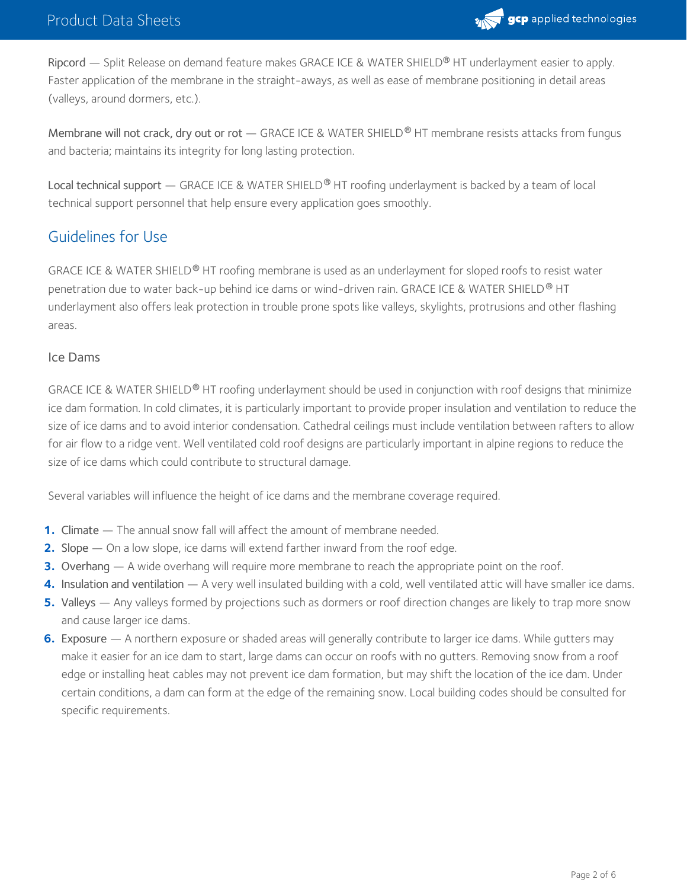Ripcord — Split Release on demand feature makes GRACE ICE & WATER SHIELD® HT underlayment easier to apply. Faster application of the membrane in the straight-aways, as well as ease of membrane positioning in detail areas (valleys, around dormers, etc.).

Membrane will not crack, dry out or rot — GRACE ICE & WATER SHIELD® HT membrane resists attacks from fungus and bacteria; maintains its integrity for long lasting protection.

Local technical support — GRACE ICE & WATER SHIELD® HT roofing underlayment is backed by a team of local technical support personnel that help ensure every application goes smoothly.

## Guidelines for Use

GRACE ICE & WATER SHIELD® HT roofing membrane is used as an underlayment for sloped roofs to resist water penetration due to water back-up behind ice dams or wind-driven rain. GRACE ICE & WATER SHIELD® HT underlayment also offers leak protection in trouble prone spots like valleys, skylights, protrusions and other flashing areas.

### Ice Dams

GRACE ICE & WATER SHIELD® HT roofing underlayment should be used in conjunction with roof designs that minimize ice dam formation. In cold climates, it is particularly important to provide proper insulation and ventilation to reduce the size of ice dams and to avoid interior condensation. Cathedral ceilings must include ventilation between rafters to allow for air flow to a ridge vent. Well ventilated cold roof designs are particularly important in alpine regions to reduce the size of ice dams which could contribute to structural damage.

Several variables will influence the height of ice dams and the membrane coverage required.

1. Climate — The annual snow fall will affect the amount of membrane needed.
2. Slope — On a low slope, ice dams will extend farther inward from the roof edge.
3. Overhang — A wide overhang will require more membrane to reach the appropriate point on the roof.
4. Insulation and ventilation — A very well insulated building with a cold, well ventilated attic will have smaller ice dams.
5. Valleys — Any valleys formed by projections such as dormers or roof direction changes are likely to trap more snow and cause larger ice dams.
6. Exposure — A northern exposure or shaded areas will generally contribute to larger ice dams. While gutters may make it easier for an ice dam to start, large dams can occur on roofs with no gutters. Removing snow from a roof edge or installing heat cables may not prevent ice dam formation, but may shift the location of the ice dam. Under certain conditions, a dam can form at the edge of the remaining snow. Local building codes should be consulted for specific requirements.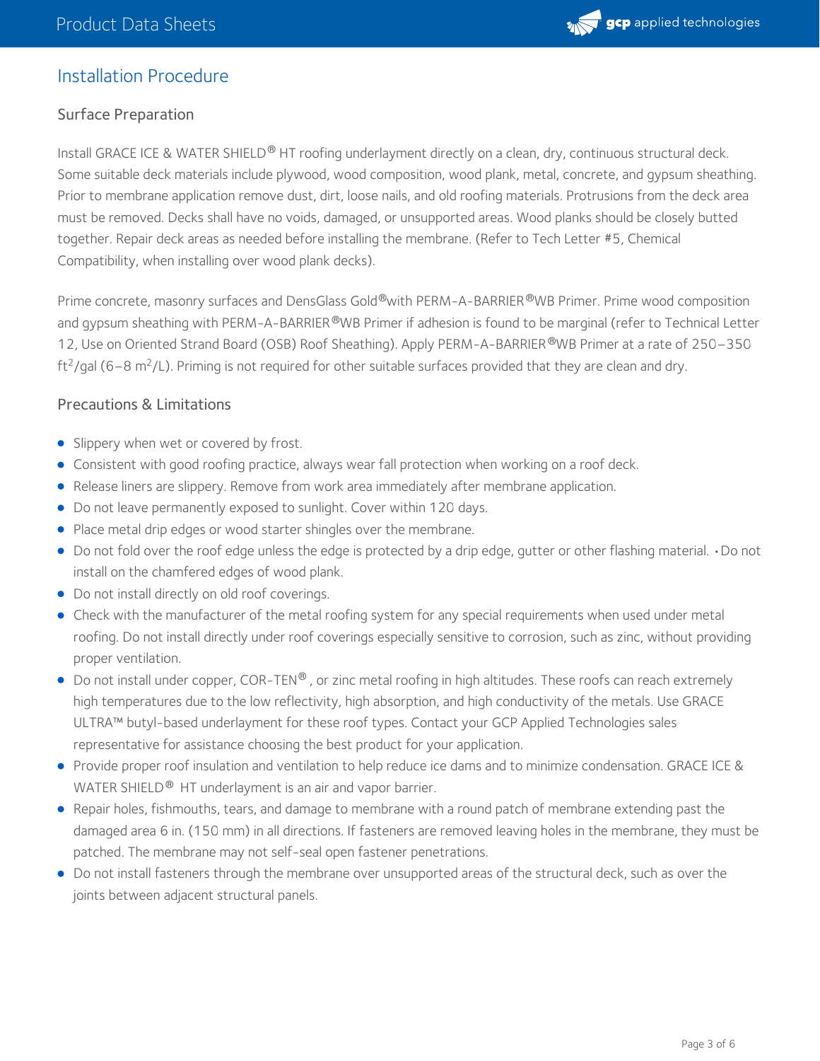## Installation Procedure

### Surface Preparation

Install GRACE ICE & WATER SHIELD® HT roofing underlayment directly on a clean, dry, continuous structural deck. Some suitable deck materials include plywood, wood composition, wood plank, metal, concrete, and gypsum sheathing. Prior to membrane application remove dust, dirt, loose nails, and old roofing materials. Protrusions from the deck area must be removed. Decks shall have no voids, damaged, or unsupported areas. Wood planks should be closely butted together. Repair deck areas as needed before installing the membrane. (Refer to Tech Letter #5, Chemical Compatibility, when installing over wood plank decks).

Prime concrete, masonry surfaces and DensGlass Gold® with PERM-A-BARRIER® WB Primer. Prime wood composition and gypsum sheathing with PERM-A-BARRIER® WB Primer if adhesion is found to be marginal (refer to Technical Letter 12, Use on Oriented Strand Board (OSB) Roof Sheathing). Apply PERM-A-BARRIER® WB Primer at a rate of 250–350 $ft^2$/gal (6–8 $m^2$/L). Priming is not required for other suitable surfaces provided that they are clean and dry.

### Precautions & Limitations

- Slippery when wet or covered by frost.
- Consistent with good roofing practice, always wear fall protection when working on a roof deck.
- Release liners are slippery. Remove from work area immediately after membrane application.
- Do not leave permanently exposed to sunlight. Cover within 120 days.
- Place metal drip edges or wood starter shingles over the membrane.
- Do not fold over the roof edge unless the edge is protected by a drip edge, gutter or other flashing material. • Do not install on the chamfered edges of wood plank.
- Do not install directly on old roof coverings.
- Check with the manufacturer of the metal roofing system for any special requirements when used under metal roofing. Do not install directly under roof coverings especially sensitive to corrosion, such as zinc, without providing proper ventilation.
- Do not install under copper, COR-TEN®, or zinc metal roofing in high altitudes. These roofs can reach extremely high temperatures due to the low reflectivity, high absorption, and high conductivity of the metals. Use GRACE ULTRA™ butyl-based underlayment for these roof types. Contact your GCP Applied Technologies sales representative for assistance choosing the best product for your application.
- Provide proper roof insulation and ventilation to help reduce ice dams and to minimize condensation. GRACE ICE & WATER SHIELD® HT underlayment is an air and vapor barrier.
- Repair holes, fishmouths, tears, and damage to membrane with a round patch of membrane extending past the damaged area 6 in. (150 mm) in all directions. If fasteners are removed leaving holes in the membrane, they must be patched. The membrane may not self-seal open fastener penetrations.
- Do not install fasteners through the membrane over unsupported areas of the structural deck, such as over the joints between adjacent structural panels.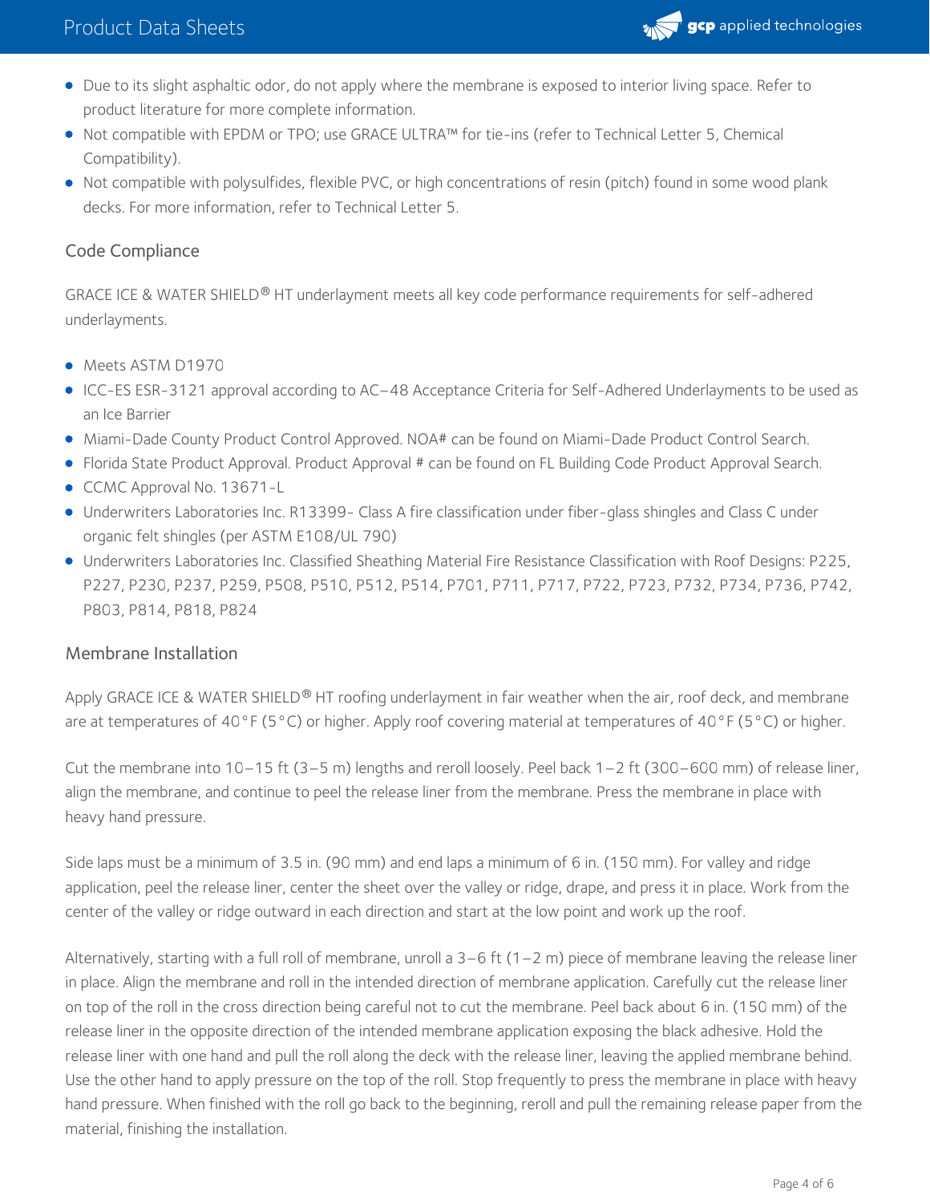- Due to its slight asphaltic odor, do not apply where the membrane is exposed to interior living space. Refer to product literature for more complete information.
- Not compatible with EPDM or TPO; use GRACE ULTRA™ for tie-ins (refer to Technical Letter 5, Chemical Compatibility).
- Not compatible with polysulfides, flexible PVC, or high concentrations of resin (pitch) found in some wood plank decks. For more information, refer to Technical Letter 5.

## Code Compliance

GRACE ICE & WATER SHIELD® HT underlayment meets all key code performance requirements for self-adhered underlayments.

- Meets ASTM D1970
- ICC-ES ESR-3121 approval according to AC–48 Acceptance Criteria for Self-Adhered Underlayments to be used as an Ice Barrier
- Miami-Dade County Product Control Approved. NOA# can be found on Miami-Dade Product Control Search.
- Florida State Product Approval. Product Approval # can be found on FL Building Code Product Approval Search.
- CCMC Approval No. 13671-L
- Underwriters Laboratories Inc. R13399- Class A fire classification under fiber-glass shingles and Class C under organic felt shingles (per ASTM E108/UL 790)
- Underwriters Laboratories Inc. Classified Sheathing Material Fire Resistance Classification with Roof Designs: P225, P227, P230, P237, P259, P508, P510, P512, P514, P701, P711, P717, P722, P723, P732, P734, P736, P742, P803, P814, P818, P824

## Membrane Installation

Apply GRACE ICE & WATER SHIELD® HT roofing underlayment in fair weather when the air, roof deck, and membrane are at temperatures of 40°F (5°C) or higher. Apply roof covering material at temperatures of 40°F (5°C) or higher.

Cut the membrane into 10–15 ft (3–5 m) lengths and reroll loosely. Peel back 1–2 ft (300–600 mm) of release liner, align the membrane, and continue to peel the release liner from the membrane. Press the membrane in place with heavy hand pressure.

Side laps must be a minimum of 3.5 in. (90 mm) and end laps a minimum of 6 in. (150 mm). For valley and ridge application, peel the release liner, center the sheet over the valley or ridge, drape, and press it in place. Work from the center of the valley or ridge outward in each direction and start at the low point and work up the roof.

Alternatively, starting with a full roll of membrane, unroll a 3–6 ft (1–2 m) piece of membrane leaving the release liner in place. Align the membrane and roll in the intended direction of membrane application. Carefully cut the release liner on top of the roll in the cross direction being careful not to cut the membrane. Peel back about 6 in. (150 mm) of the release liner in the opposite direction of the intended membrane application exposing the black adhesive. Hold the release liner with one hand and pull the roll along the deck with the release liner, leaving the applied membrane behind. Use the other hand to apply pressure on the top of the roll. Stop frequently to press the membrane in place with heavy hand pressure. When finished with the roll go back to the beginning, reroll and pull the remaining release paper from the material, finishing the installation.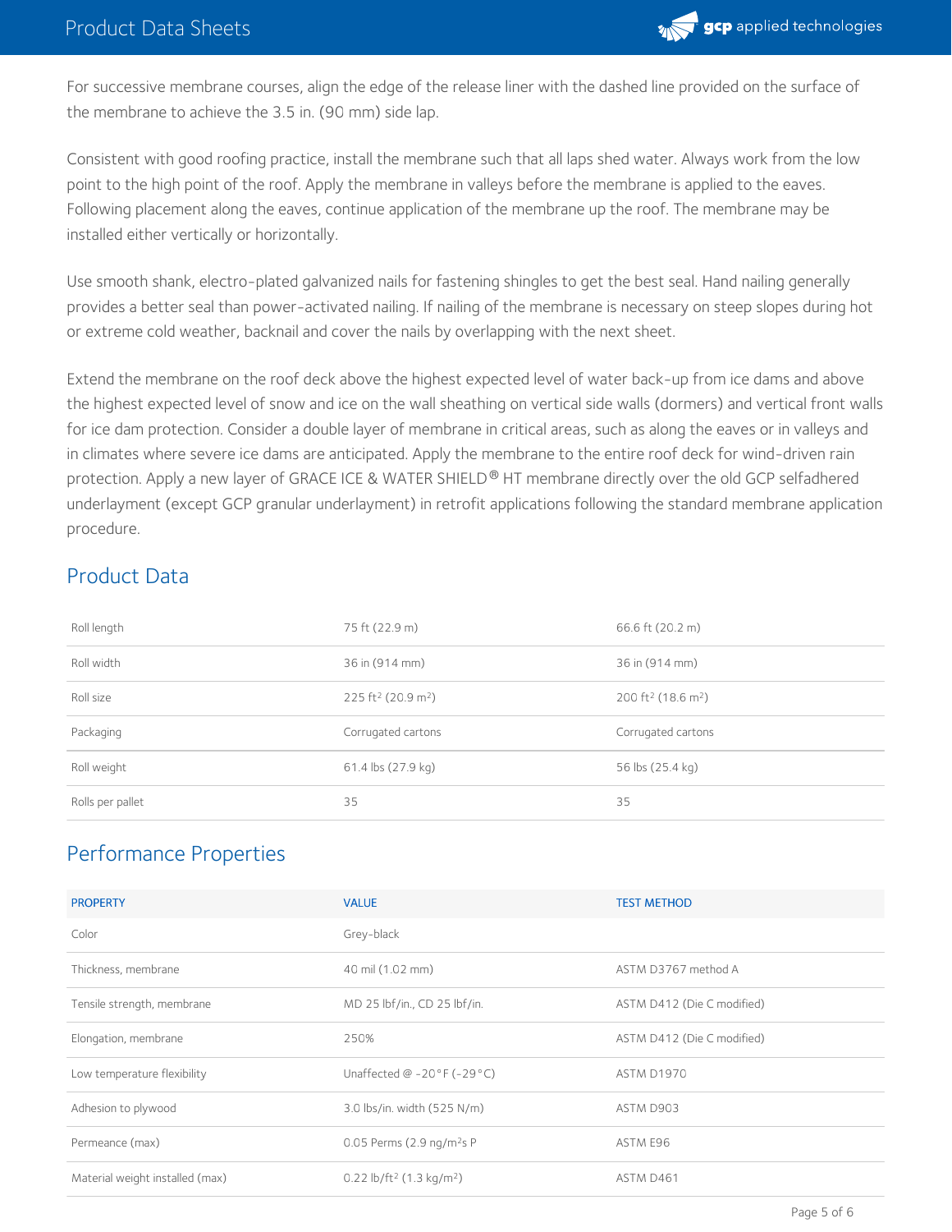For successive membrane courses, align the edge of the release liner with the dashed line provided on the surface of the membrane to achieve the 3.5 in. (90 mm) side lap.

Consistent with good roofing practice, install the membrane such that all laps shed water. Always work from the low point to the high point of the roof. Apply the membrane in valleys before the membrane is applied to the eaves. Following placement along the eaves, continue application of the membrane up the roof. The membrane may be installed either vertically or horizontally.

Use smooth shank, electro-plated galvanized nails for fastening shingles to get the best seal. Hand nailing generally provides a better seal than power-activated nailing. If nailing of the membrane is necessary on steep slopes during hot or extreme cold weather, backnail and cover the nails by overlapping with the next sheet.

Extend the membrane on the roof deck above the highest expected level of water back-up from ice dams and above the highest expected level of snow and ice on the wall sheathing on vertical side walls (dormers) and vertical front walls for ice dam protection. Consider a double layer of membrane in critical areas, such as along the eaves or in valleys and in climates where severe ice dams are anticipated. Apply the membrane to the entire roof deck for wind-driven rain protection. Apply a new layer of GRACE ICE & WATER SHIELD® HT membrane directly over the old GCP selfadhered underlayment (except GCP granular underlayment) in retrofit applications following the standard membrane application procedure.

## Product Data

| | | |
|---|---|---|
| Roll length | 75 ft (22.9 m) | 66.6 ft (20.2 m) |
| Roll width | 36 in (914 mm) | 36 in (914 mm) |
| Roll size | 225 ft² (20.9 m²) | 200 ft² (18.6 m²) |
| Packaging | Corrugated cartons | Corrugated cartons |
| Roll weight | 61.4 lbs (27.9 kg) | 56 lbs (25.4 kg) |
| Rolls per pallet | 35 | 35 |

## Performance Properties

| PROPERTY | VALUE | TEST METHOD |
|---|---|---|
| Color | Grey-black | |
| Thickness, membrane | 40 mil (1.02 mm) | ASTM D3767 method A |
| Tensile strength, membrane | MD 25 lbf/in., CD 25 lbf/in. | ASTM D412 (Die C modified) |
| Elongation, membrane | 250% | ASTM D412 (Die C modified) |
| Low temperature flexibility | Unaffected @ -20°F (-29°C) | ASTM D1970 |
| Adhesion to plywood | 3.0 lbs/in. width (525 N/m) | ASTM D903 |
| Permeance (max) | 0.05 Perms (2.9 ng/m²s P | ASTM E96 |
| Material weight installed (max) | 0.22 lb/ft² (1.3 kg/m²) | ASTM D461 |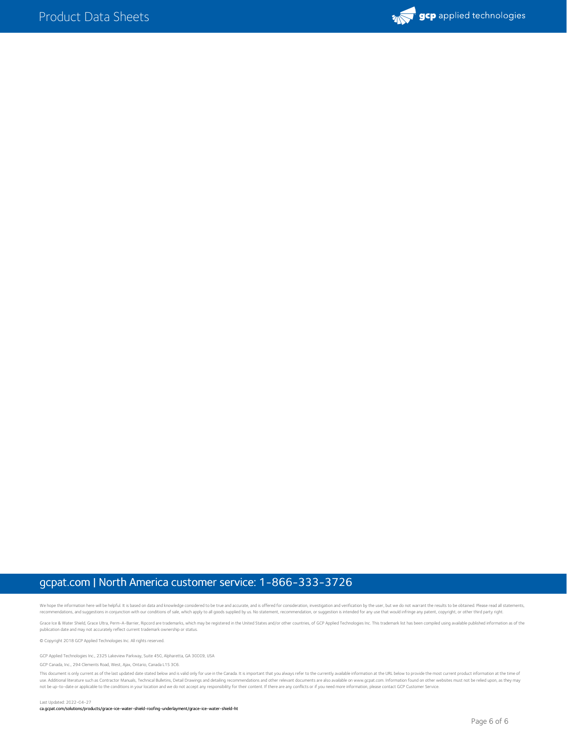gcpat.com | North America customer service: 1-866-333-3726

We hope the information here will be helpful. It is based on data and knowledge considered to be true and accurate, and is offered for consideration, investigation and verification by the user, but we do not warrant the results to be obtained. Please read all statements, recommendations, and suggestions in conjunction with our conditions of sale, which apply to all goods supplied by us. No statement, recommendation, or suggestion is intended for any use that would infringe any patent, copyright, or other third party right.

Grace Ice & Water Shield, Grace Ultra, Perm-A-Barrier, Ripcord are trademarks, which may be registered in the United States and/or other countries, of GCP Applied Technologies Inc. This trademark list has been compiled using available published information as of the publication date and may not accurately reflect current trademark ownership or status.

© Copyright 2018 GCP Applied Technologies Inc. All rights reserved.

GCP Applied Technologies Inc., 2325 Lakeview Parkway, Suite 450, Alpharetta, GA 30009, USA

GCP Canada, Inc., 294 Clements Road, West, Ajax, Ontario, Canada L1S 3C6.

This document is only current as of the last updated date stated below and is valid only for use in the Canada. It is important that you always refer to the currently available information at the URL below to provide the most current product information at the time of use. Additional literature such as Contractor Manuals, Technical Bulletins, Detail Drawings and detailing recommendations and other relevant documents are also available on www.gcpat.com. Information found on other websites must not be relied upon, as they may not be up-to-date or applicable to the conditions in your location and we do not accept any responsibility for their content. If there are any conflicts or if you need more information, please contact GCP Customer Service.

Last Updated: 2022-04-27
ca.gcpat.com/solutions/products/grace-ice-water-shield-roofing-underlayment/grace-ice-water-shield-ht